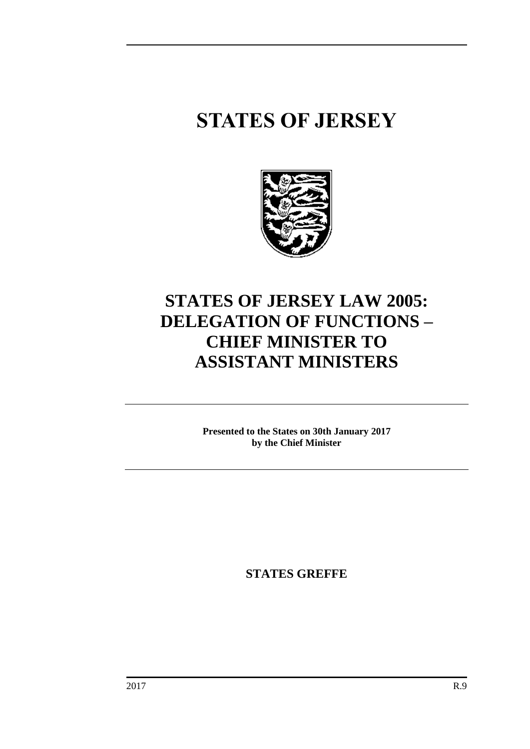# STATES OF JERSEY

## STATES OF JERSEY LAW 2005: DELEGATION OF FUNCTIONS – CHIEF MINISTER TO ASSISTANT MINISTERS

**Presented to the States on 30th January 2017**
**by the Chief Minister**

**STATES GREFFE**

2017 R.9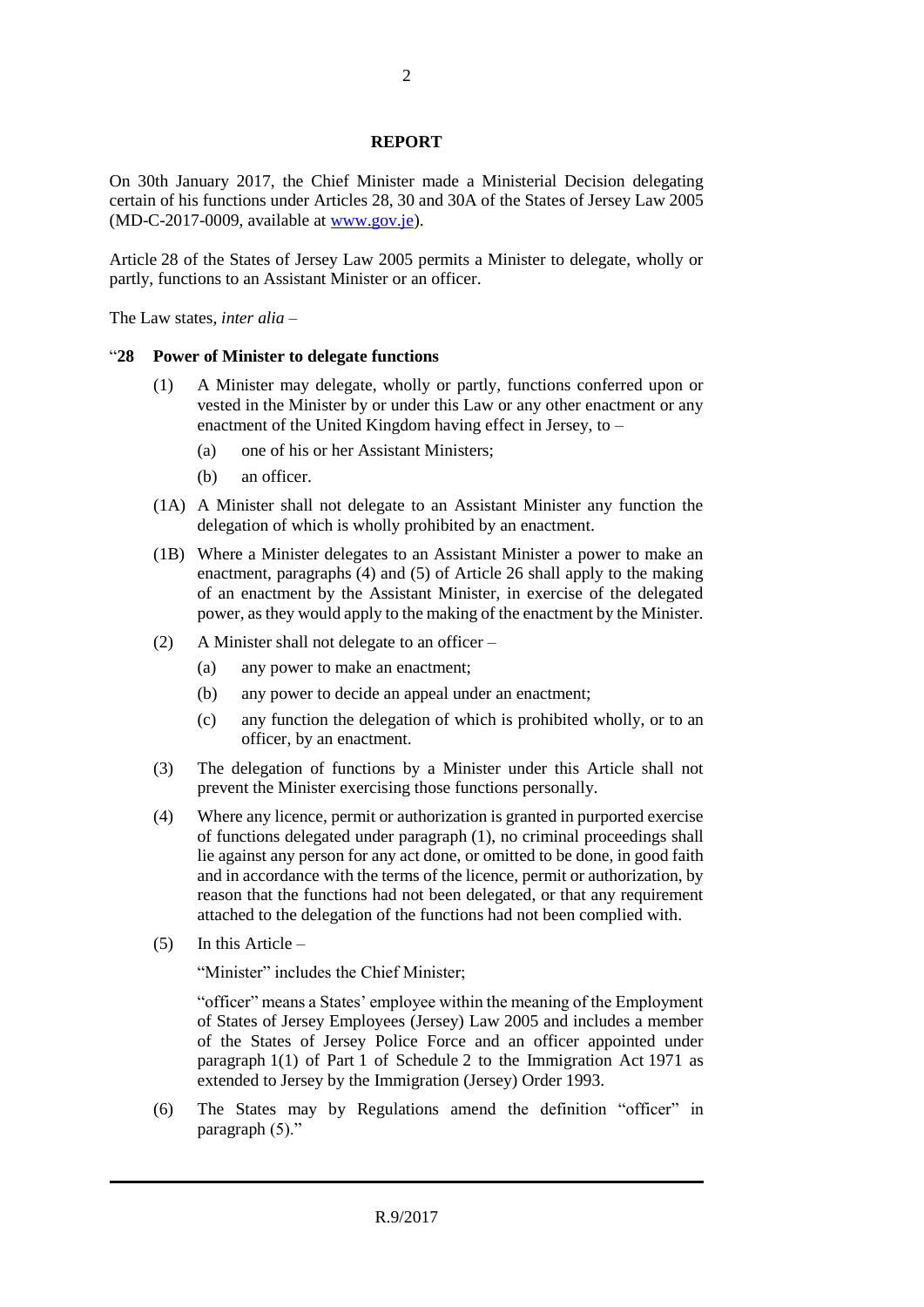## REPORT

On 30th January 2017, the Chief Minister made a Ministerial Decision delegating certain of his functions under Articles 28, 30 and 30A of the States of Jersey Law 2005 (MD-C-2017-0009, available at [www.gov.je](www.gov.je)).

Article 28 of the States of Jersey Law 2005 permits a Minister to delegate, wholly or partly, functions to an Assistant Minister or an officer.

The Law states, *inter alia* –

"**28 Power of Minister to delegate functions**

(1) A Minister may delegate, wholly or partly, functions conferred upon or vested in the Minister by or under this Law or any other enactment or any enactment of the United Kingdom having effect in Jersey, to –

(a) one of his or her Assistant Ministers;

(b) an officer.

(1A) A Minister shall not delegate to an Assistant Minister any function the delegation of which is wholly prohibited by an enactment.

(1B) Where a Minister delegates to an Assistant Minister a power to make an enactment, paragraphs (4) and (5) of Article 26 shall apply to the making of an enactment by the Assistant Minister, in exercise of the delegated power, as they would apply to the making of the enactment by the Minister.

(2) A Minister shall not delegate to an officer –

(a) any power to make an enactment;

(b) any power to decide an appeal under an enactment;

(c) any function the delegation of which is prohibited wholly, or to an officer, by an enactment.

(3) The delegation of functions by a Minister under this Article shall not prevent the Minister exercising those functions personally.

(4) Where any licence, permit or authorization is granted in purported exercise of functions delegated under paragraph (1), no criminal proceedings shall lie against any person for any act done, or omitted to be done, in good faith and in accordance with the terms of the licence, permit or authorization, by reason that the functions had not been delegated, or that any requirement attached to the delegation of the functions had not been complied with.

(5) In this Article –

"Minister" includes the Chief Minister;

"officer" means a States' employee within the meaning of the Employment of States of Jersey Employees (Jersey) Law 2005 and includes a member of the States of Jersey Police Force and an officer appointed under paragraph 1(1) of Part 1 of Schedule 2 to the Immigration Act 1971 as extended to Jersey by the Immigration (Jersey) Order 1993.

(6) The States may by Regulations amend the definition "officer" in paragraph (5)."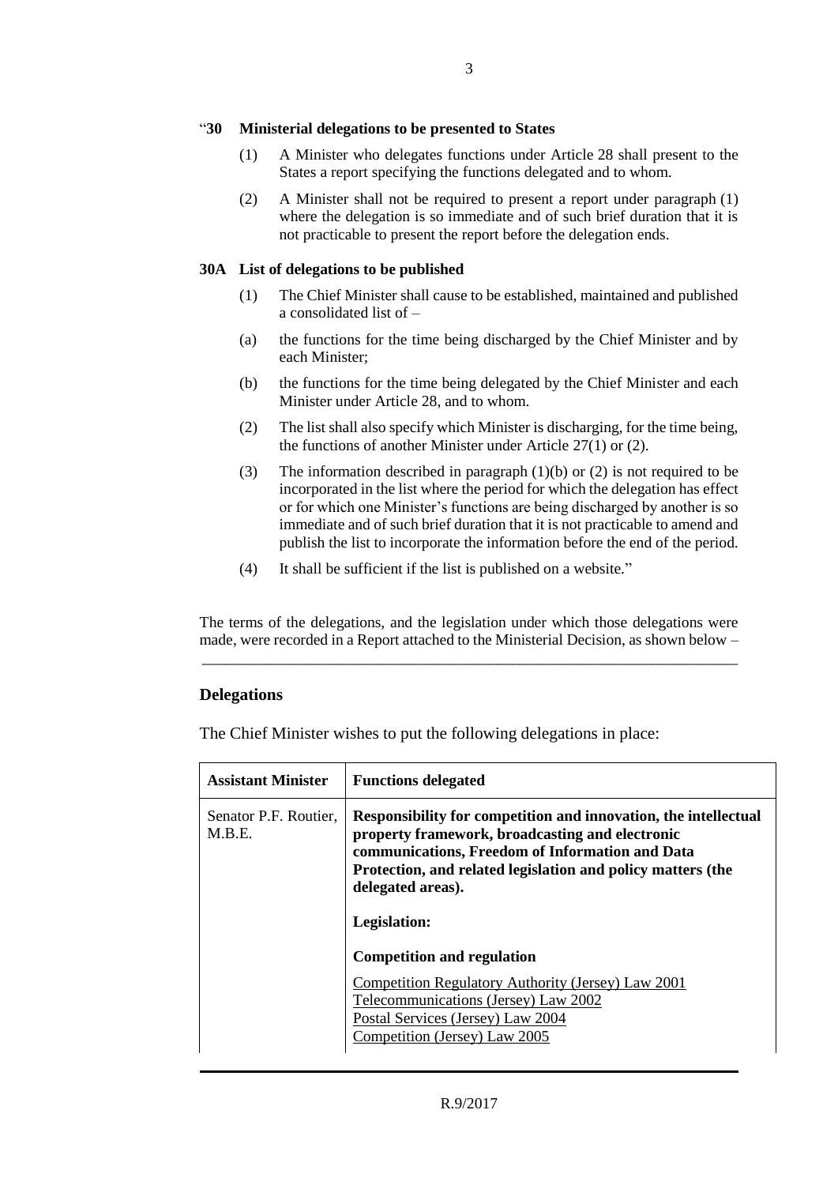"**30 Ministerial delegations to be presented to States**

(1) A Minister who delegates functions under Article 28 shall present to the States a report specifying the functions delegated and to whom.

(2) A Minister shall not be required to present a report under paragraph (1) where the delegation is so immediate and of such brief duration that it is not practicable to present the report before the delegation ends.

**30A List of delegations to be published**

(1) The Chief Minister shall cause to be established, maintained and published a consolidated list of –

(a) the functions for the time being discharged by the Chief Minister and by each Minister;

(b) the functions for the time being delegated by the Chief Minister and each Minister under Article 28, and to whom.

(2) The list shall also specify which Minister is discharging, for the time being, the functions of another Minister under Article 27(1) or (2).

(3) The information described in paragraph (1)(b) or (2) is not required to be incorporated in the list where the period for which the delegation has effect or for which one Minister's functions are being discharged by another is so immediate and of such brief duration that it is not practicable to amend and publish the list to incorporate the information before the end of the period.

(4) It shall be sufficient if the list is published on a website."

The terms of the delegations, and the legislation under which those delegations were made, were recorded in a Report attached to the Ministerial Decision, as shown below –

---

## Delegations

The Chief Minister wishes to put the following delegations in place:

| Assistant Minister | Functions delegated |
|---|---|
| Senator P.F. Routier, M.B.E. | **Responsibility for competition and innovation, the intellectual property framework, broadcasting and electronic communications, Freedom of Information and Data Protection, and related legislation and policy matters (the delegated areas).**<br><br>**Legislation:**<br><br>**Competition and regulation**<br><br>Competition Regulatory Authority (Jersey) Law 2001<br>Telecommunications (Jersey) Law 2002<br>Postal Services (Jersey) Law 2004<br>Competition (Jersey) Law 2005 |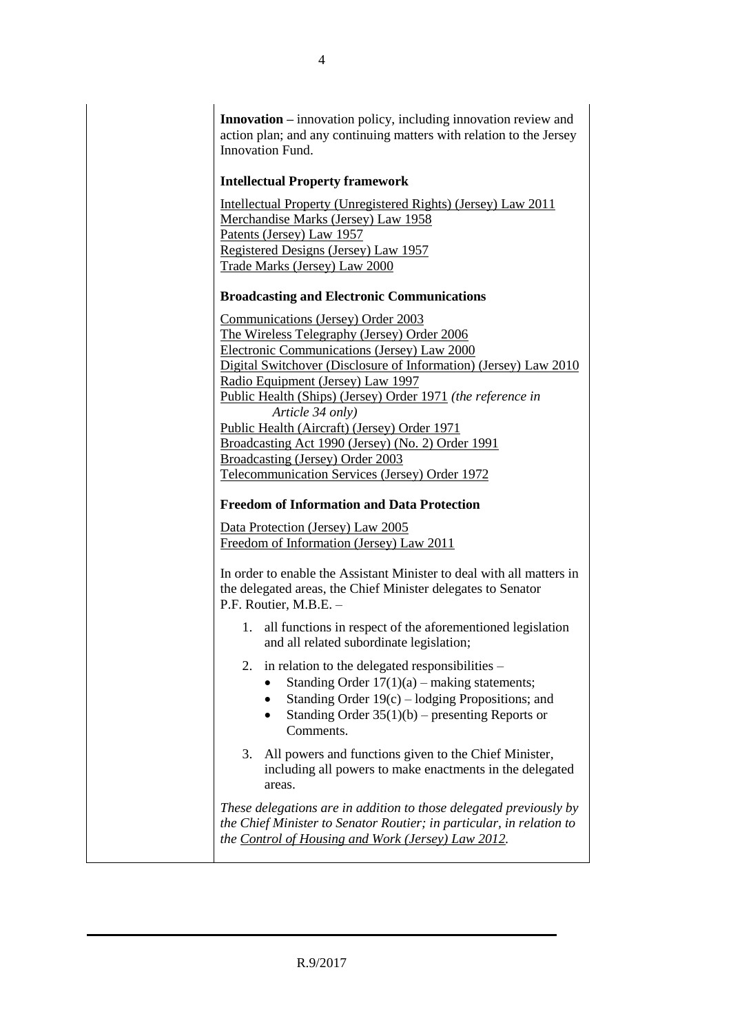**Innovation –** innovation policy, including innovation review and action plan; and any continuing matters with relation to the Jersey Innovation Fund.

**Intellectual Property framework**

Intellectual Property (Unregistered Rights) (Jersey) Law 2011
Merchandise Marks (Jersey) Law 1958
Patents (Jersey) Law 1957
Registered Designs (Jersey) Law 1957
Trade Marks (Jersey) Law 2000

**Broadcasting and Electronic Communications**

Communications (Jersey) Order 2003
The Wireless Telegraphy (Jersey) Order 2006
Electronic Communications (Jersey) Law 2000
Digital Switchover (Disclosure of Information) (Jersey) Law 2010
Radio Equipment (Jersey) Law 1997
Public Health (Ships) (Jersey) Order 1971 *(the reference in Article 34 only)*
Public Health (Aircraft) (Jersey) Order 1971
Broadcasting Act 1990 (Jersey) (No. 2) Order 1991
Broadcasting (Jersey) Order 2003
Telecommunication Services (Jersey) Order 1972

**Freedom of Information and Data Protection**

Data Protection (Jersey) Law 2005
Freedom of Information (Jersey) Law 2011

In order to enable the Assistant Minister to deal with all matters in the delegated areas, the Chief Minister delegates to Senator P.F. Routier, M.B.E. –

1. all functions in respect of the aforementioned legislation and all related subordinate legislation;
2. in relation to the delegated responsibilities –
   - Standing Order 17(1)(a) – making statements;
   - Standing Order 19(c) – lodging Propositions; and
   - Standing Order 35(1)(b) – presenting Reports or Comments.
3. All powers and functions given to the Chief Minister, including all powers to make enactments in the delegated areas.

*These delegations are in addition to those delegated previously by the Chief Minister to Senator Routier; in particular, in relation to the Control of Housing and Work (Jersey) Law 2012.*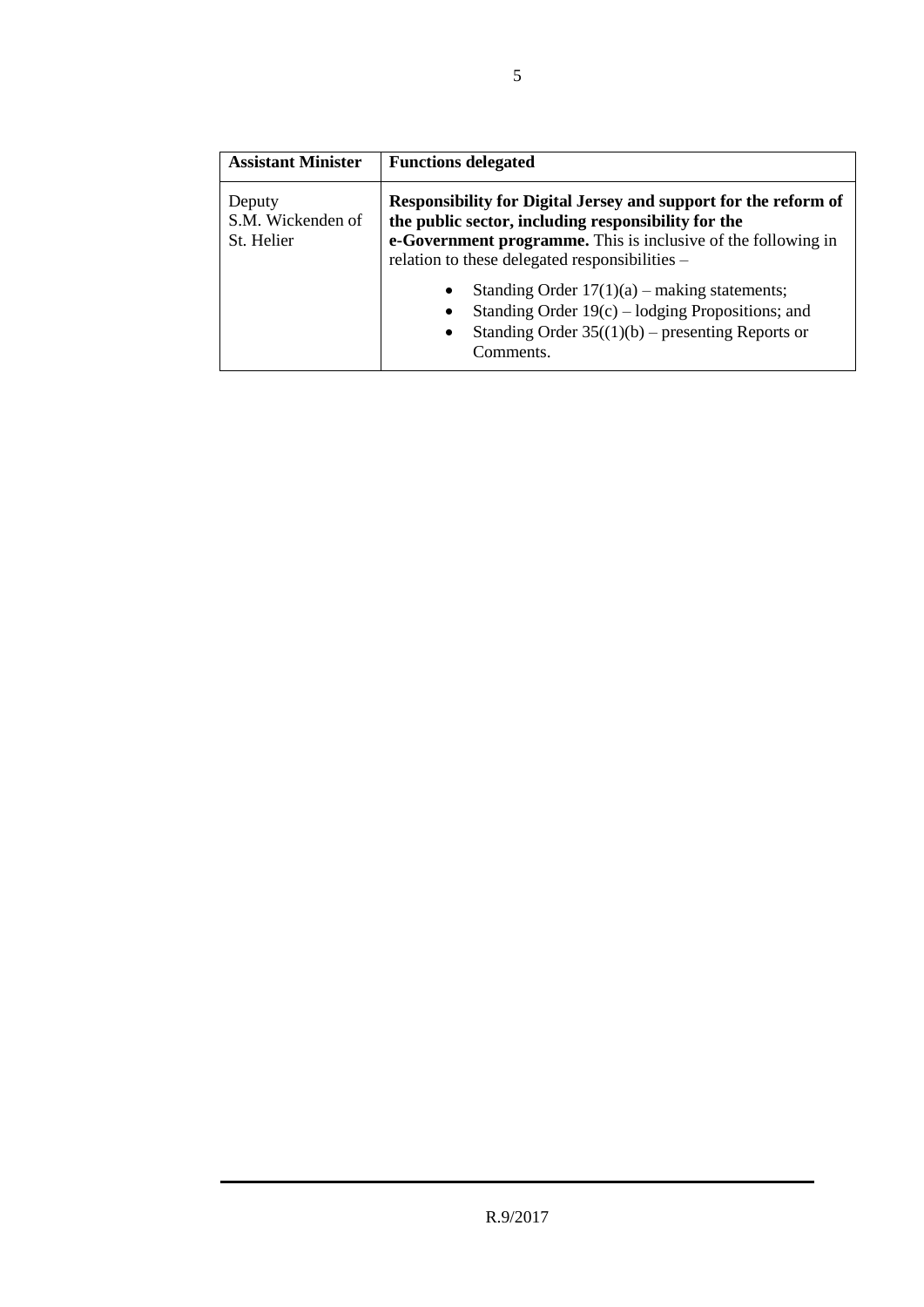| Assistant Minister | Functions delegated |
| --- | --- |
| Deputy S.M. Wickenden of St. Helier | **Responsibility for Digital Jersey and support for the reform of the public sector, including responsibility for the e-Government programme.** This is inclusive of the following in relation to these delegated responsibilities – <br>• Standing Order 17(1)(a) – making statements;<br>• Standing Order 19(c) – lodging Propositions; and<br>• Standing Order 35((1)(b) – presenting Reports or Comments. |